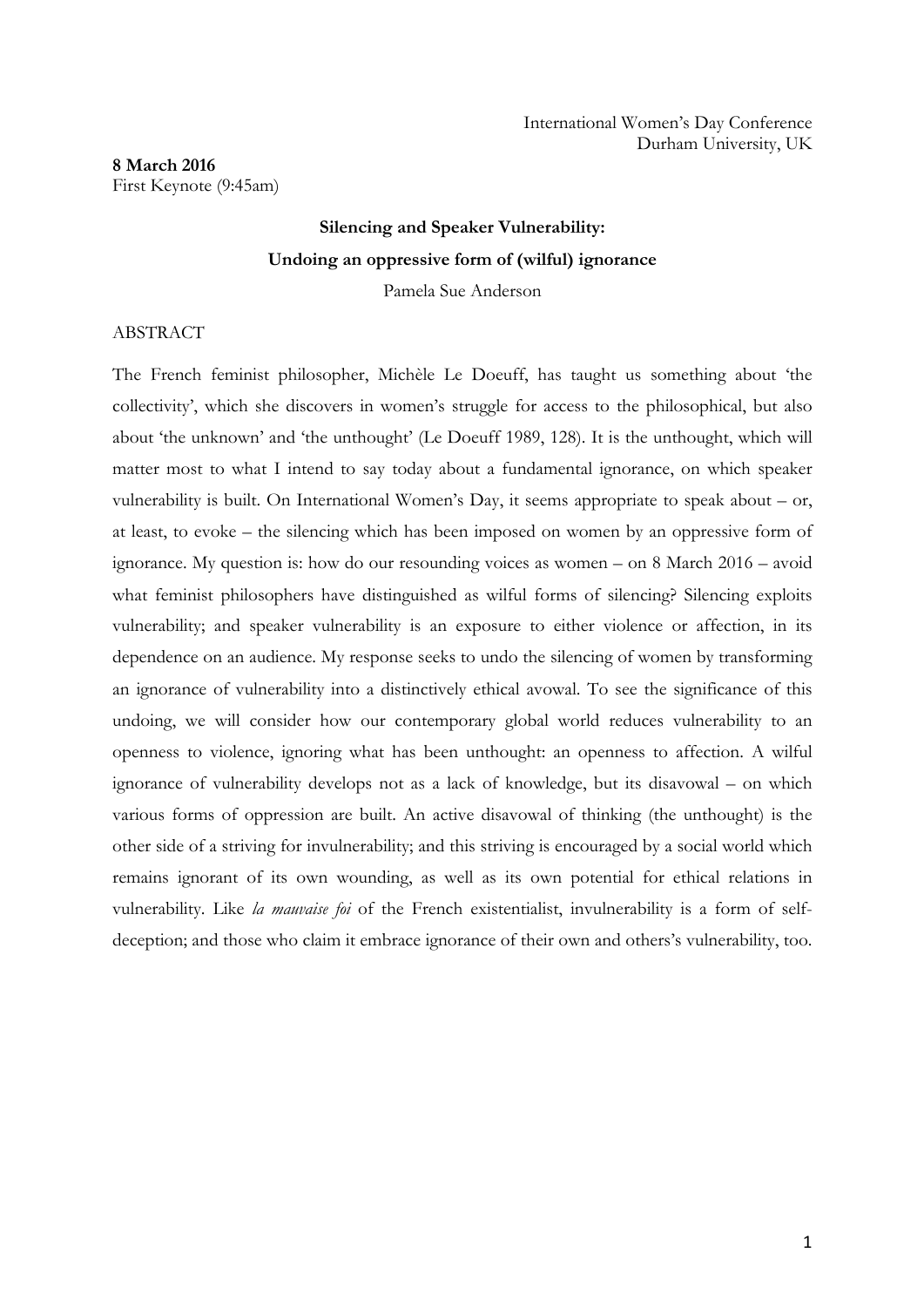International Women's Day Conference
Durham University, UK

**8 March 2016**
First Keynote (9:45am)

**Silencing and Speaker Vulnerability:**

**Undoing an oppressive form of (wilful) ignorance**

Pamela Sue Anderson

ABSTRACT

The French feminist philosopher, Michèle Le Doeuff, has taught us something about 'the collectivity', which she discovers in women's struggle for access to the philosophical, but also about 'the unknown' and 'the unthought' (Le Doeuff 1989, 128). It is the unthought, which will matter most to what I intend to say today about a fundamental ignorance, on which speaker vulnerability is built. On International Women's Day, it seems appropriate to speak about – or, at least, to evoke – the silencing which has been imposed on women by an oppressive form of ignorance. My question is: how do our resounding voices as women – on 8 March 2016 – avoid what feminist philosophers have distinguished as wilful forms of silencing? Silencing exploits vulnerability; and speaker vulnerability is an exposure to either violence or affection, in its dependence on an audience. My response seeks to undo the silencing of women by transforming an ignorance of vulnerability into a distinctively ethical avowal. To see the significance of this undoing, we will consider how our contemporary global world reduces vulnerability to an openness to violence, ignoring what has been unthought: an openness to affection. A wilful ignorance of vulnerability develops not as a lack of knowledge, but its disavowal – on which various forms of oppression are built. An active disavowal of thinking (the unthought) is the other side of a striving for invulnerability; and this striving is encouraged by a social world which remains ignorant of its own wounding, as well as its own potential for ethical relations in vulnerability. Like *la mauvaise foi* of the French existentialist, invulnerability is a form of self-deception; and those who claim it embrace ignorance of their own and others's vulnerability, too.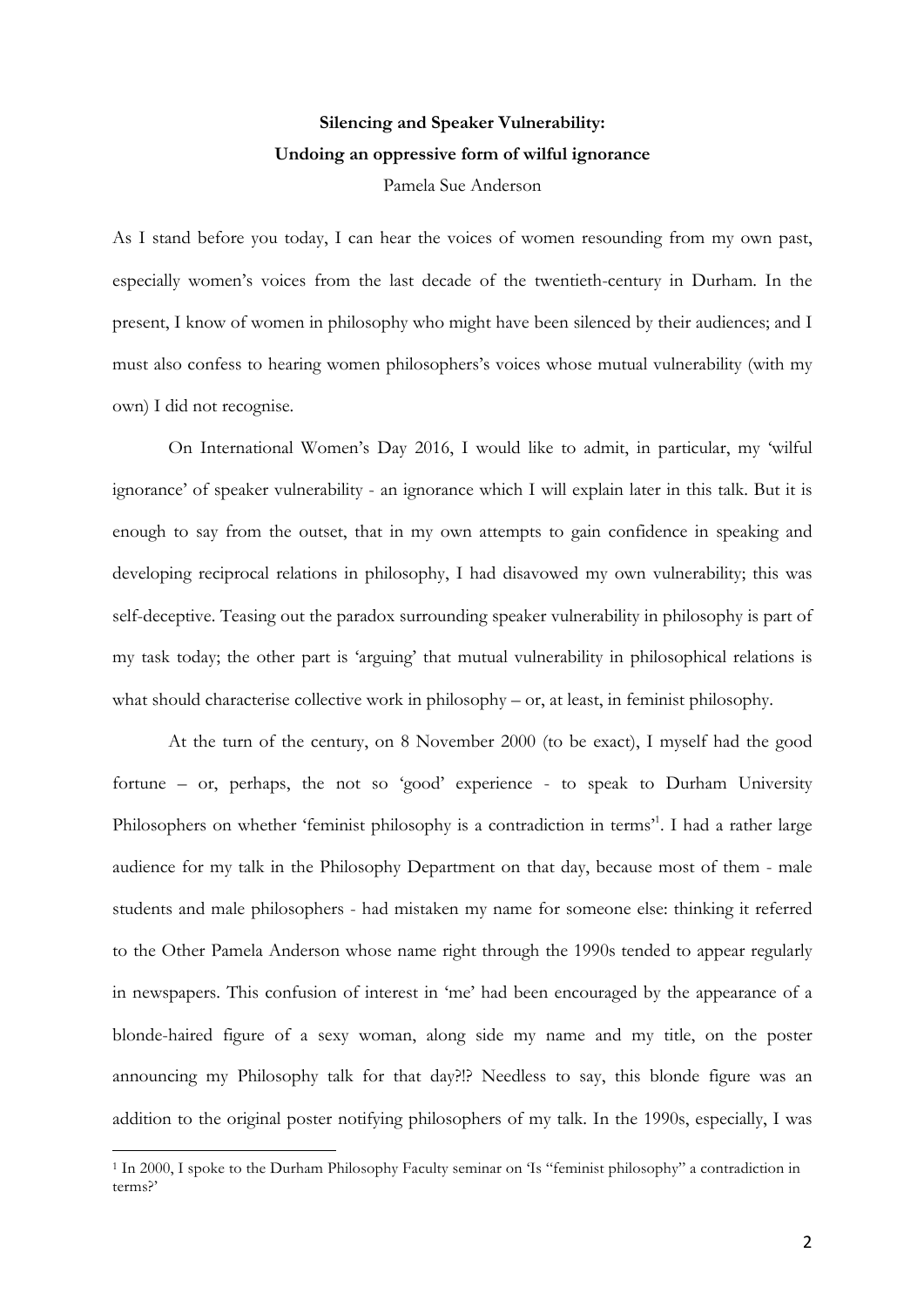**Silencing and Speaker Vulnerability:**
**Undoing an oppressive form of wilful ignorance**

Pamela Sue Anderson

As I stand before you today, I can hear the voices of women resounding from my own past, especially women's voices from the last decade of the twentieth-century in Durham. In the present, I know of women in philosophy who might have been silenced by their audiences; and I must also confess to hearing women philosophers's voices whose mutual vulnerability (with my own) I did not recognise.

On International Women's Day 2016, I would like to admit, in particular, my 'wilful ignorance' of speaker vulnerability - an ignorance which I will explain later in this talk. But it is enough to say from the outset, that in my own attempts to gain confidence in speaking and developing reciprocal relations in philosophy, I had disavowed my own vulnerability; this was self-deceptive. Teasing out the paradox surrounding speaker vulnerability in philosophy is part of my task today; the other part is 'arguing' that mutual vulnerability in philosophical relations is what should characterise collective work in philosophy – or, at least, in feminist philosophy.

At the turn of the century, on 8 November 2000 (to be exact), I myself had the good fortune – or, perhaps, the not so 'good' experience - to speak to Durham University Philosophers on whether 'feminist philosophy is a contradiction in terms'[1]. I had a rather large audience for my talk in the Philosophy Department on that day, because most of them - male students and male philosophers - had mistaken my name for someone else: thinking it referred to the Other Pamela Anderson whose name right through the 1990s tended to appear regularly in newspapers. This confusion of interest in 'me' had been encouraged by the appearance of a blonde-haired figure of a sexy woman, along side my name and my title, on the poster announcing my Philosophy talk for that day?!? Needless to say, this blonde figure was an addition to the original poster notifying philosophers of my talk. In the 1990s, especially, I was

[1] In 2000, I spoke to the Durham Philosophy Faculty seminar on 'Is "feminist philosophy" a contradiction in terms?'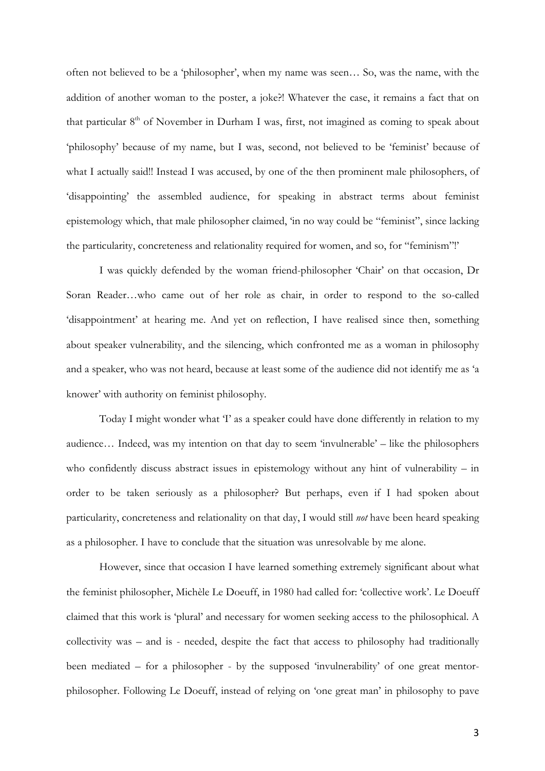often not believed to be a 'philosopher', when my name was seen… So, was the name, with the addition of another woman to the poster, a joke?! Whatever the case, it remains a fact that on that particular 8th of November in Durham I was, first, not imagined as coming to speak about 'philosophy' because of my name, but I was, second, not believed to be 'feminist' because of what I actually said!! Instead I was accused, by one of the then prominent male philosophers, of 'disappointing' the assembled audience, for speaking in abstract terms about feminist epistemology which, that male philosopher claimed, 'in no way could be "feminist", since lacking the particularity, concreteness and relationality required for women, and so, for "feminism"!'

I was quickly defended by the woman friend-philosopher 'Chair' on that occasion, Dr Soran Reader…who came out of her role as chair, in order to respond to the so-called 'disappointment' at hearing me. And yet on reflection, I have realised since then, something about speaker vulnerability, and the silencing, which confronted me as a woman in philosophy and a speaker, who was not heard, because at least some of the audience did not identify me as 'a knower' with authority on feminist philosophy.

Today I might wonder what 'I' as a speaker could have done differently in relation to my audience… Indeed, was my intention on that day to seem 'invulnerable' – like the philosophers who confidently discuss abstract issues in epistemology without any hint of vulnerability – in order to be taken seriously as a philosopher? But perhaps, even if I had spoken about particularity, concreteness and relationality on that day, I would still *not* have been heard speaking as a philosopher. I have to conclude that the situation was unresolvable by me alone.

However, since that occasion I have learned something extremely significant about what the feminist philosopher, Michèle Le Doeuff, in 1980 had called for: 'collective work'. Le Doeuff claimed that this work is 'plural' and necessary for women seeking access to the philosophical. A collectivity was – and is - needed, despite the fact that access to philosophy had traditionally been mediated – for a philosopher - by the supposed 'invulnerability' of one great mentor-philosopher. Following Le Doeuff, instead of relying on 'one great man' in philosophy to pave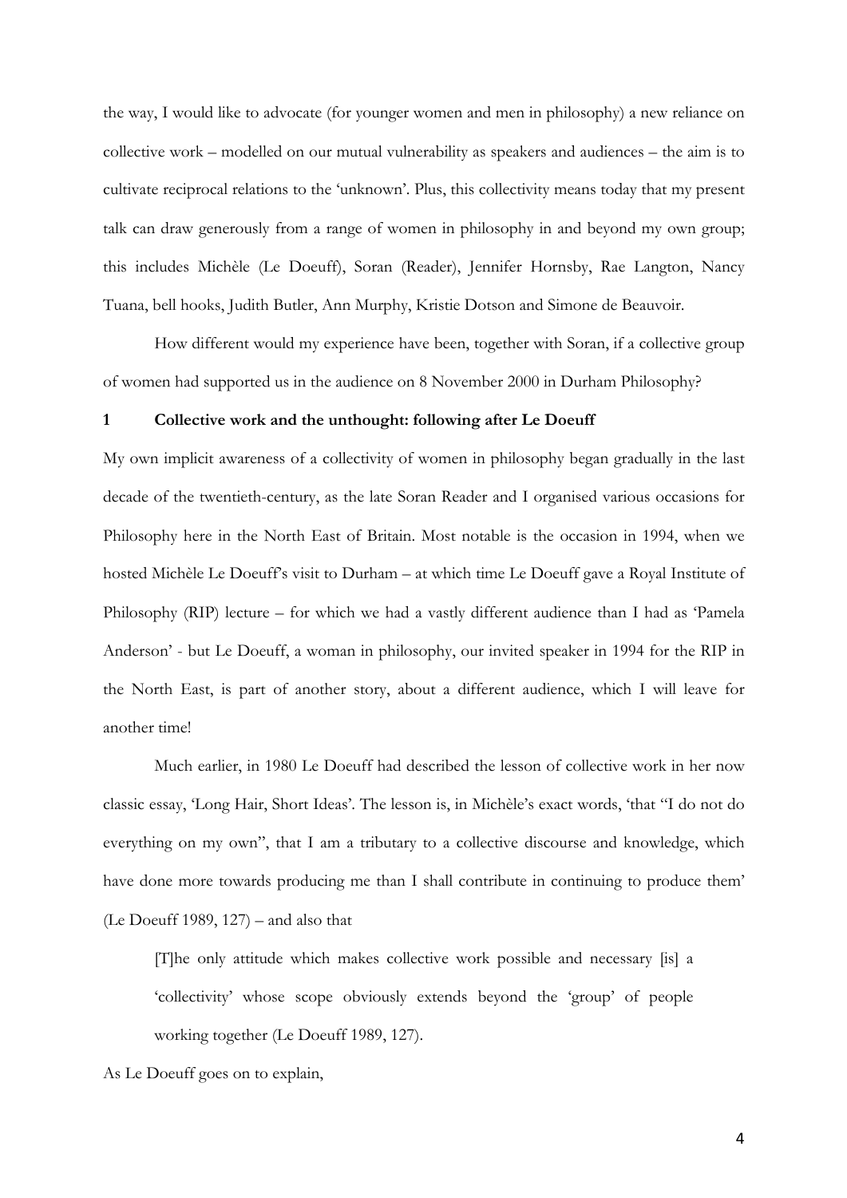the way, I would like to advocate (for younger women and men in philosophy) a new reliance on collective work – modelled on our mutual vulnerability as speakers and audiences – the aim is to cultivate reciprocal relations to the 'unknown'. Plus, this collectivity means today that my present talk can draw generously from a range of women in philosophy in and beyond my own group; this includes Michèle (Le Doeuff), Soran (Reader), Jennifer Hornsby, Rae Langton, Nancy Tuana, bell hooks, Judith Butler, Ann Murphy, Kristie Dotson and Simone de Beauvoir.

How different would my experience have been, together with Soran, if a collective group of women had supported us in the audience on 8 November 2000 in Durham Philosophy?

## 1 Collective work and the unthought: following after Le Doeuff

My own implicit awareness of a collectivity of women in philosophy began gradually in the last decade of the twentieth-century, as the late Soran Reader and I organised various occasions for Philosophy here in the North East of Britain. Most notable is the occasion in 1994, when we hosted Michèle Le Doeuff's visit to Durham – at which time Le Doeuff gave a Royal Institute of Philosophy (RIP) lecture – for which we had a vastly different audience than I had as 'Pamela Anderson' - but Le Doeuff, a woman in philosophy, our invited speaker in 1994 for the RIP in the North East, is part of another story, about a different audience, which I will leave for another time!

Much earlier, in 1980 Le Doeuff had described the lesson of collective work in her now classic essay, 'Long Hair, Short Ideas'. The lesson is, in Michèle's exact words, 'that "I do not do everything on my own", that I am a tributary to a collective discourse and knowledge, which have done more towards producing me than I shall contribute in continuing to produce them' (Le Doeuff 1989, 127) – and also that

> [T]he only attitude which makes collective work possible and necessary [is] a 'collectivity' whose scope obviously extends beyond the 'group' of people working together (Le Doeuff 1989, 127).

As Le Doeuff goes on to explain,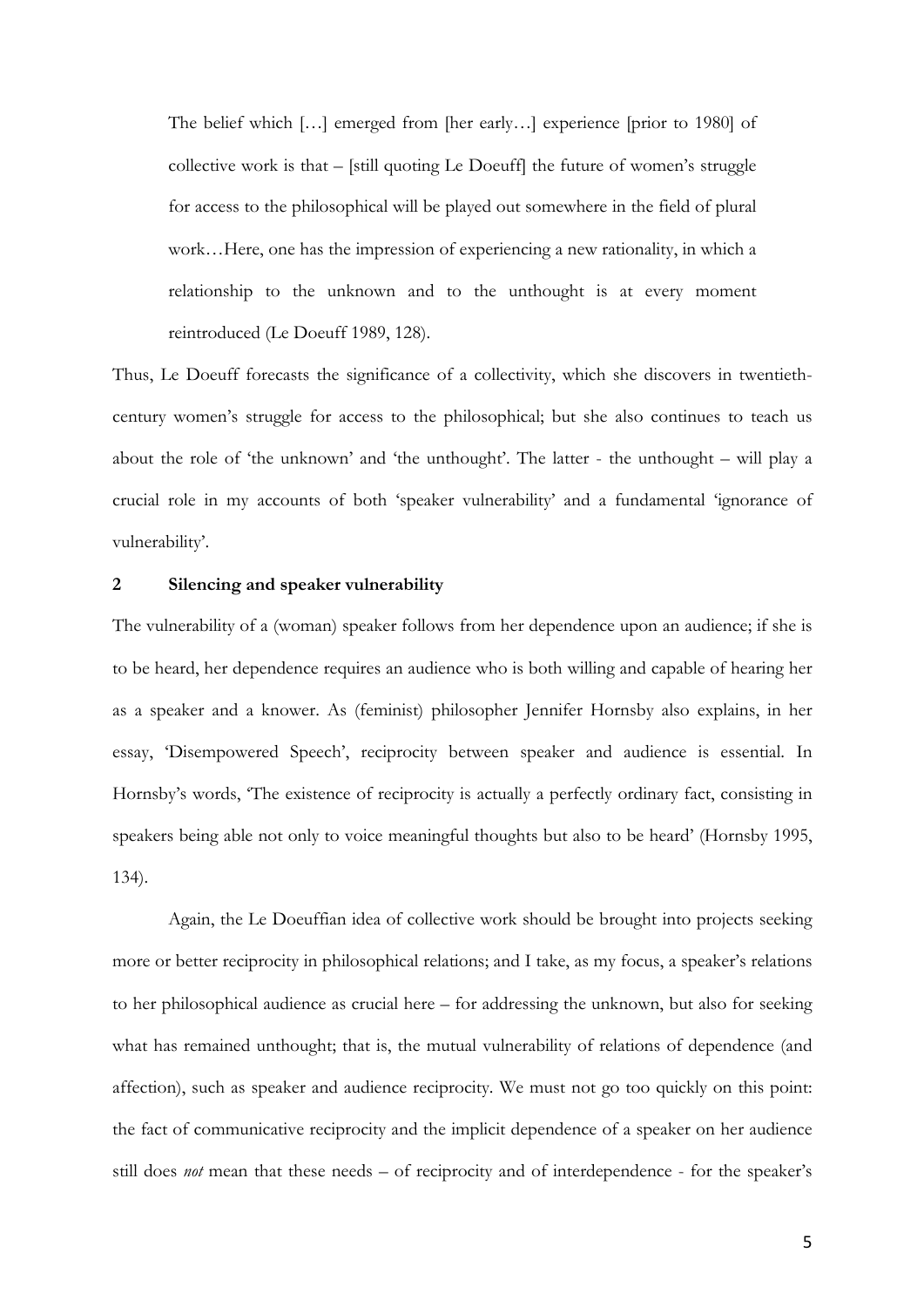> The belief which […] emerged from [her early…] experience [prior to 1980] of collective work is that – [still quoting Le Doeuff] the future of women's struggle for access to the philosophical will be played out somewhere in the field of plural work…Here, one has the impression of experiencing a new rationality, in which a relationship to the unknown and to the unthought is at every moment reintroduced (Le Doeuff 1989, 128).

Thus, Le Doeuff forecasts the significance of a collectivity, which she discovers in twentieth-century women's struggle for access to the philosophical; but she also continues to teach us about the role of 'the unknown' and 'the unthought'. The latter - the unthought – will play a crucial role in my accounts of both 'speaker vulnerability' and a fundamental 'ignorance of vulnerability'.

## 2 Silencing and speaker vulnerability

The vulnerability of a (woman) speaker follows from her dependence upon an audience; if she is to be heard, her dependence requires an audience who is both willing and capable of hearing her as a speaker and a knower. As (feminist) philosopher Jennifer Hornsby also explains, in her essay, 'Disempowered Speech', reciprocity between speaker and audience is essential. In Hornsby's words, 'The existence of reciprocity is actually a perfectly ordinary fact, consisting in speakers being able not only to voice meaningful thoughts but also to be heard' (Hornsby 1995, 134).

Again, the Le Doeuffian idea of collective work should be brought into projects seeking more or better reciprocity in philosophical relations; and I take, as my focus, a speaker's relations to her philosophical audience as crucial here – for addressing the unknown, but also for seeking what has remained unthought; that is, the mutual vulnerability of relations of dependence (and affection), such as speaker and audience reciprocity. We must not go too quickly on this point: the fact of communicative reciprocity and the implicit dependence of a speaker on her audience still does *not* mean that these needs – of reciprocity and of interdependence - for the speaker's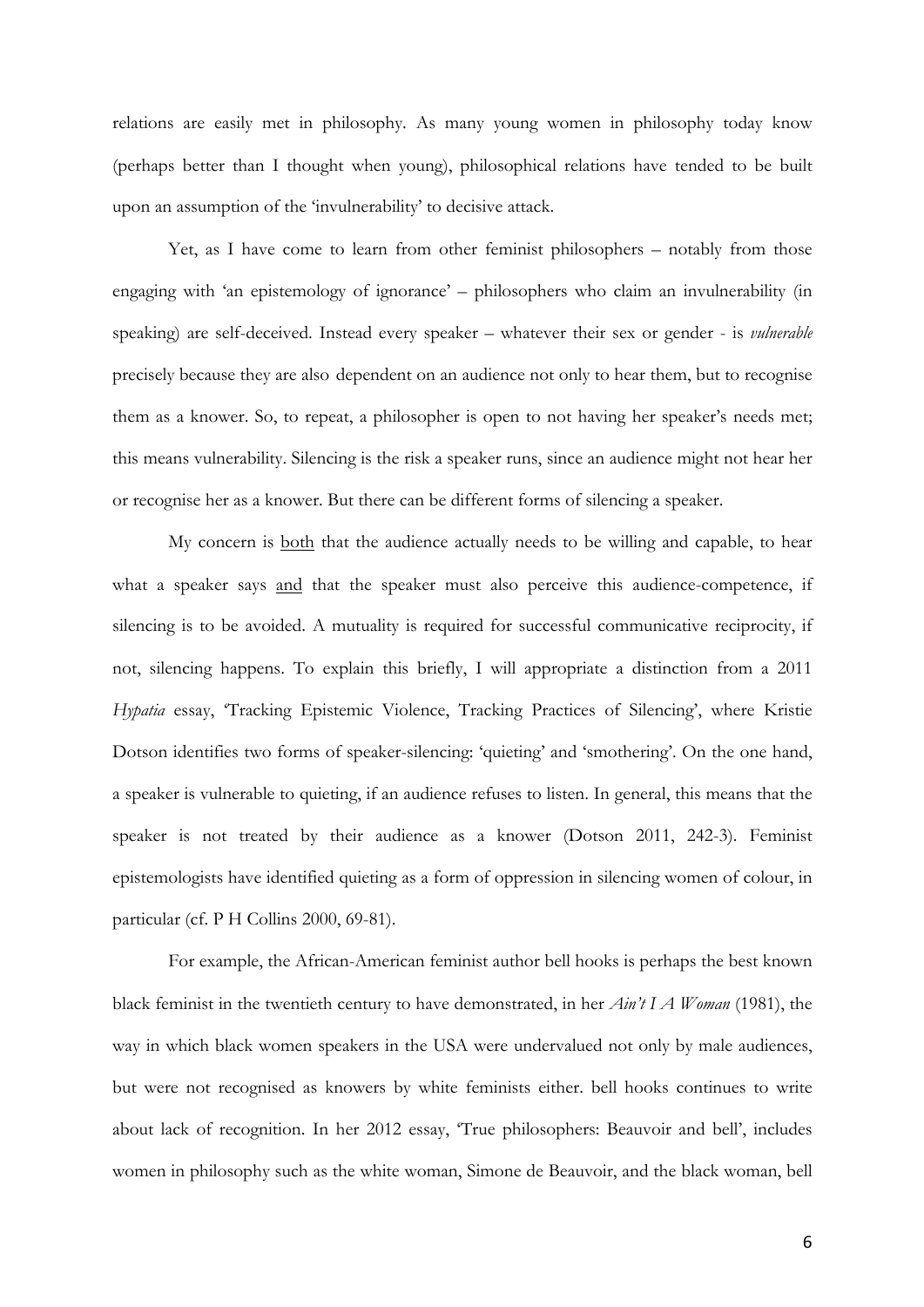relations are easily met in philosophy. As many young women in philosophy today know (perhaps better than I thought when young), philosophical relations have tended to be built upon an assumption of the 'invulnerability' to decisive attack.

Yet, as I have come to learn from other feminist philosophers – notably from those engaging with 'an epistemology of ignorance' – philosophers who claim an invulnerability (in speaking) are self-deceived. Instead every speaker – whatever their sex or gender - is *vulnerable* precisely because they are also dependent on an audience not only to hear them, but to recognise them as a knower. So, to repeat, a philosopher is open to not having her speaker's needs met; this means vulnerability. Silencing is the risk a speaker runs, since an audience might not hear her or recognise her as a knower. But there can be different forms of silencing a speaker.

My concern is <u>both</u> that the audience actually needs to be willing and capable, to hear what a speaker says <u>and</u> that the speaker must also perceive this audience-competence, if silencing is to be avoided. A mutuality is required for successful communicative reciprocity, if not, silencing happens. To explain this briefly, I will appropriate a distinction from a 2011 *Hypatia* essay, 'Tracking Epistemic Violence, Tracking Practices of Silencing', where Kristie Dotson identifies two forms of speaker-silencing: 'quieting' and 'smothering'. On the one hand, a speaker is vulnerable to quieting, if an audience refuses to listen. In general, this means that the speaker is not treated by their audience as a knower (Dotson 2011, 242-3). Feminist epistemologists have identified quieting as a form of oppression in silencing women of colour, in particular (cf. P H Collins 2000, 69-81).

For example, the African-American feminist author bell hooks is perhaps the best known black feminist in the twentieth century to have demonstrated, in her *Ain't I A Woman* (1981), the way in which black women speakers in the USA were undervalued not only by male audiences, but were not recognised as knowers by white feminists either. bell hooks continues to write about lack of recognition. In her 2012 essay, 'True philosophers: Beauvoir and bell', includes women in philosophy such as the white woman, Simone de Beauvoir, and the black woman, bell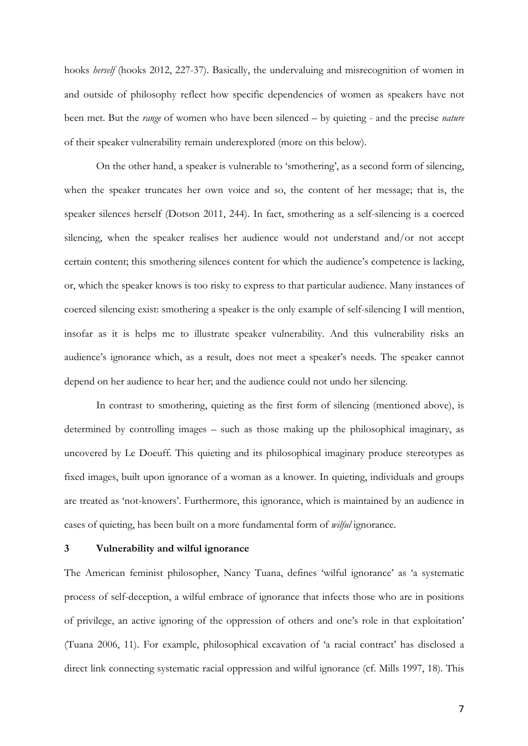hooks *herself* (hooks 2012, 227-37). Basically, the undervaluing and misrecognition of women in and outside of philosophy reflect how specific dependencies of women as speakers have not been met. But the *range* of women who have been silenced – by quieting - and the precise *nature* of their speaker vulnerability remain underexplored (more on this below).

On the other hand, a speaker is vulnerable to 'smothering', as a second form of silencing, when the speaker truncates her own voice and so, the content of her message; that is, the speaker silences herself (Dotson 2011, 244). In fact, smothering as a self-silencing is a coerced silencing, when the speaker realises her audience would not understand and/or not accept certain content; this smothering silences content for which the audience's competence is lacking, or, which the speaker knows is too risky to express to that particular audience. Many instances of coerced silencing exist: smothering a speaker is the only example of self-silencing I will mention, insofar as it is helps me to illustrate speaker vulnerability. And this vulnerability risks an audience's ignorance which, as a result, does not meet a speaker's needs. The speaker cannot depend on her audience to hear her; and the audience could not undo her silencing.

In contrast to smothering, quieting as the first form of silencing (mentioned above), is determined by controlling images – such as those making up the philosophical imaginary, as uncovered by Le Doeuff. This quieting and its philosophical imaginary produce stereotypes as fixed images, built upon ignorance of a woman as a knower. In quieting, individuals and groups are treated as 'not-knowers'. Furthermore, this ignorance, which is maintained by an audience in cases of quieting, has been built on a more fundamental form of *wilful* ignorance.

## 3 Vulnerability and wilful ignorance

The American feminist philosopher, Nancy Tuana, defines 'wilful ignorance' as 'a systematic process of self-deception, a wilful embrace of ignorance that infects those who are in positions of privilege, an active ignoring of the oppression of others and one's role in that exploitation' (Tuana 2006, 11). For example, philosophical excavation of 'a racial contract' has disclosed a direct link connecting systematic racial oppression and wilful ignorance (cf. Mills 1997, 18). This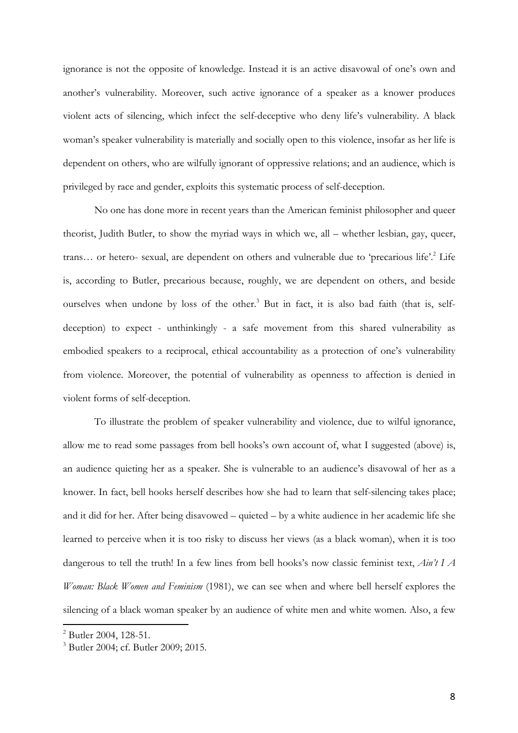ignorance is not the opposite of knowledge. Instead it is an active disavowal of one's own and another's vulnerability. Moreover, such active ignorance of a speaker as a knower produces violent acts of silencing, which infect the self-deceptive who deny life's vulnerability. A black woman's speaker vulnerability is materially and socially open to this violence, insofar as her life is dependent on others, who are wilfully ignorant of oppressive relations; and an audience, which is privileged by race and gender, exploits this systematic process of self-deception.

No one has done more in recent years than the American feminist philosopher and queer theorist, Judith Butler, to show the myriad ways in which we, all – whether lesbian, gay, queer, trans… or hetero- sexual, are dependent on others and vulnerable due to 'precarious life'.[2] Life is, according to Butler, precarious because, roughly, we are dependent on others, and beside ourselves when undone by loss of the other.[3] But in fact, it is also bad faith (that is, self-deception) to expect - unthinkingly - a safe movement from this shared vulnerability as embodied speakers to a reciprocal, ethical accountability as a protection of one's vulnerability from violence. Moreover, the potential of vulnerability as openness to affection is denied in violent forms of self-deception.

To illustrate the problem of speaker vulnerability and violence, due to wilful ignorance, allow me to read some passages from bell hooks's own account of, what I suggested (above) is, an audience quieting her as a speaker. She is vulnerable to an audience's disavowal of her as a knower. In fact, bell hooks herself describes how she had to learn that self-silencing takes place; and it did for her. After being disavowed – quieted – by a white audience in her academic life she learned to perceive when it is too risky to discuss her views (as a black woman), when it is too dangerous to tell the truth! In a few lines from bell hooks's now classic feminist text, *Ain't I A Woman: Black Women and Feminism* (1981), we can see when and where bell herself explores the silencing of a black woman speaker by an audience of white men and white women. Also, a few

[2] Butler 2004, 128-51.

[3] Butler 2004; cf. Butler 2009; 2015.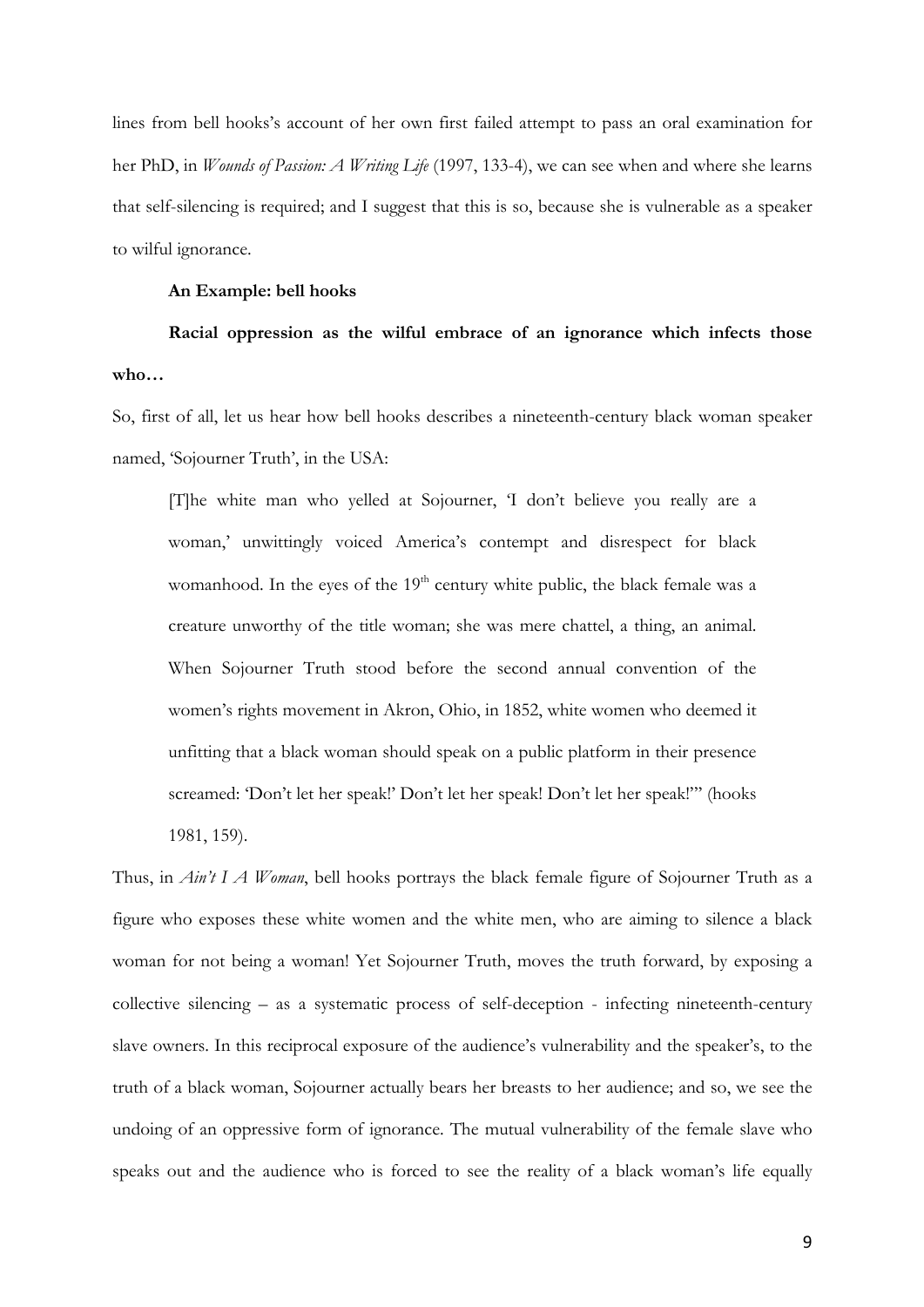lines from bell hooks's account of her own first failed attempt to pass an oral examination for her PhD, in *Wounds of Passion: A Writing Life* (1997, 133-4), we can see when and where she learns that self-silencing is required; and I suggest that this is so, because she is vulnerable as a speaker to wilful ignorance.

**An Example: bell hooks**

**Racial oppression as the wilful embrace of an ignorance which infects those who…**

So, first of all, let us hear how bell hooks describes a nineteenth-century black woman speaker named, 'Sojourner Truth', in the USA:

> [T]he white man who yelled at Sojourner, 'I don't believe you really are a woman,' unwittingly voiced America's contempt and disrespect for black womanhood. In the eyes of the 19th century white public, the black female was a creature unworthy of the title woman; she was mere chattel, a thing, an animal. When Sojourner Truth stood before the second annual convention of the women's rights movement in Akron, Ohio, in 1852, white women who deemed it unfitting that a black woman should speak on a public platform in their presence screamed: 'Don't let her speak!' Don't let her speak! Don't let her speak!'" (hooks 1981, 159).

Thus, in *Ain't I A Woman*, bell hooks portrays the black female figure of Sojourner Truth as a figure who exposes these white women and the white men, who are aiming to silence a black woman for not being a woman! Yet Sojourner Truth, moves the truth forward, by exposing a collective silencing – as a systematic process of self-deception - infecting nineteenth-century slave owners. In this reciprocal exposure of the audience's vulnerability and the speaker's, to the truth of a black woman, Sojourner actually bears her breasts to her audience; and so, we see the undoing of an oppressive form of ignorance. The mutual vulnerability of the female slave who speaks out and the audience who is forced to see the reality of a black woman's life equally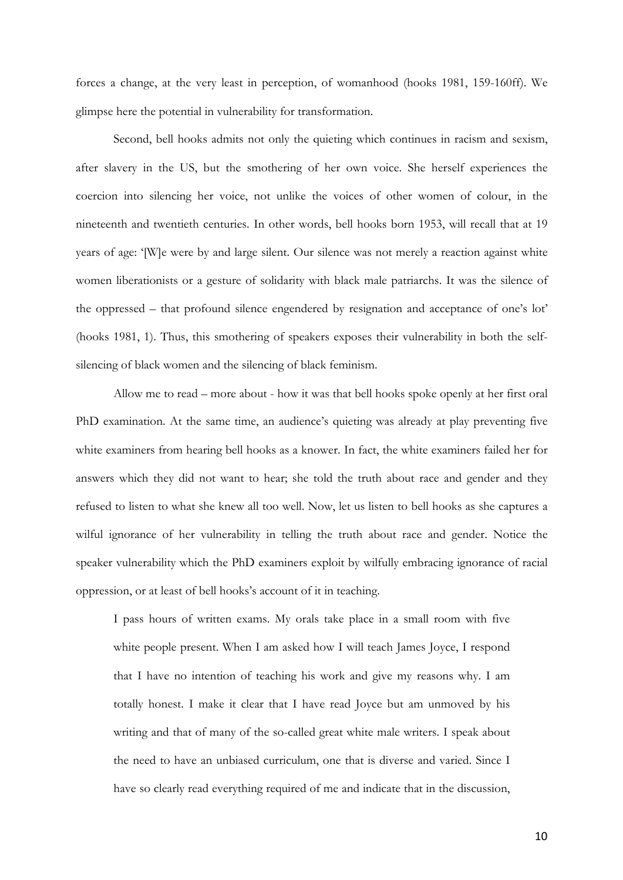forces a change, at the very least in perception, of womanhood (hooks 1981, 159-160ff). We glimpse here the potential in vulnerability for transformation.

Second, bell hooks admits not only the quieting which continues in racism and sexism, after slavery in the US, but the smothering of her own voice. She herself experiences the coercion into silencing her voice, not unlike the voices of other women of colour, in the nineteenth and twentieth centuries. In other words, bell hooks born 1953, will recall that at 19 years of age: '[W]e were by and large silent. Our silence was not merely a reaction against white women liberationists or a gesture of solidarity with black male patriarchs. It was the silence of the oppressed – that profound silence engendered by resignation and acceptance of one's lot' (hooks 1981, 1). Thus, this smothering of speakers exposes their vulnerability in both the self-silencing of black women and the silencing of black feminism.

Allow me to read – more about - how it was that bell hooks spoke openly at her first oral PhD examination. At the same time, an audience's quieting was already at play preventing five white examiners from hearing bell hooks as a knower. In fact, the white examiners failed her for answers which they did not want to hear; she told the truth about race and gender and they refused to listen to what she knew all too well. Now, let us listen to bell hooks as she captures a wilful ignorance of her vulnerability in telling the truth about race and gender. Notice the speaker vulnerability which the PhD examiners exploit by wilfully embracing ignorance of racial oppression, or at least of bell hooks's account of it in teaching.

> I pass hours of written exams. My orals take place in a small room with five white people present. When I am asked how I will teach James Joyce, I respond that I have no intention of teaching his work and give my reasons why. I am totally honest. I make it clear that I have read Joyce but am unmoved by his writing and that of many of the so-called great white male writers. I speak about the need to have an unbiased curriculum, one that is diverse and varied. Since I have so clearly read everything required of me and indicate that in the discussion,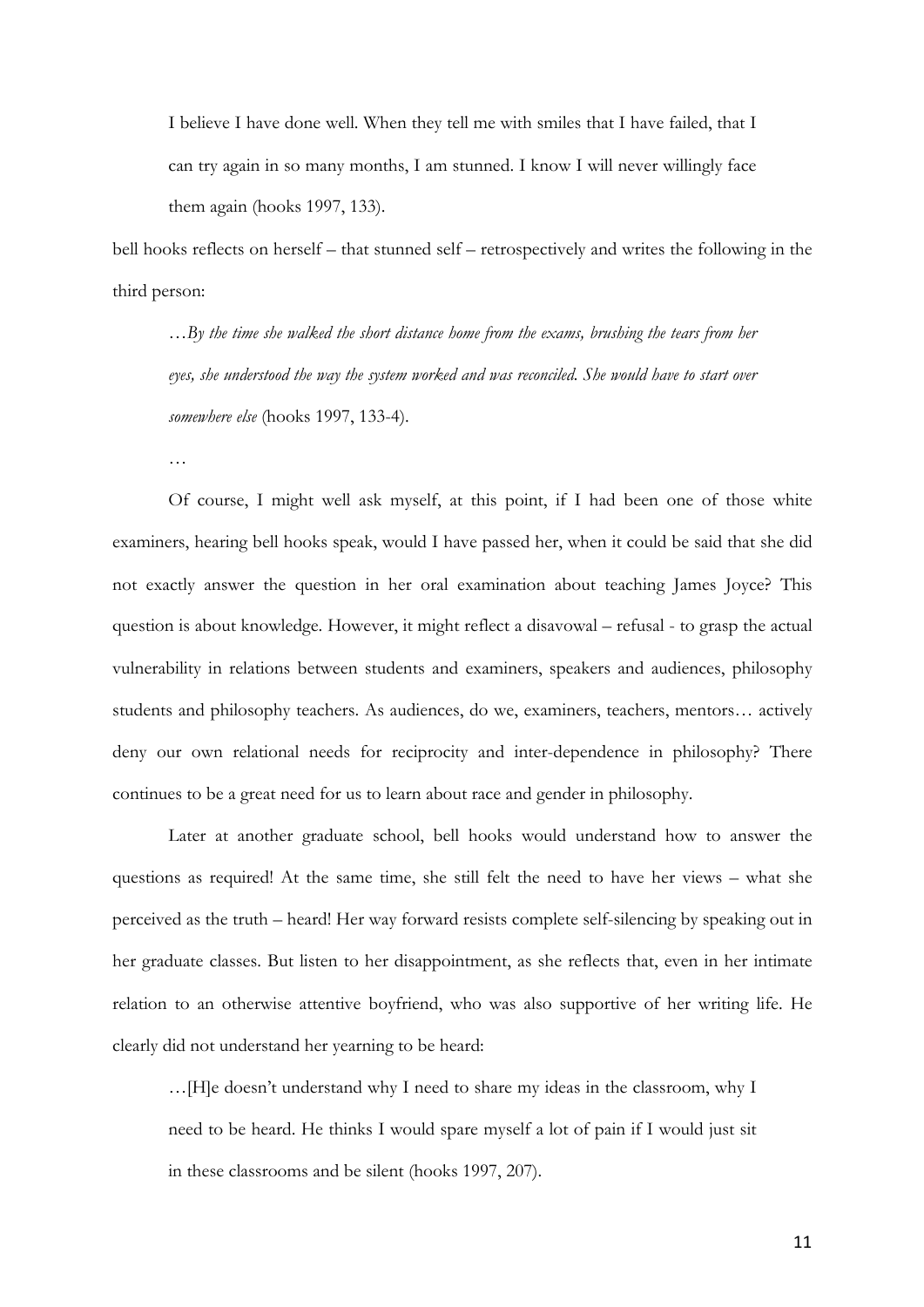> I believe I have done well. When they tell me with smiles that I have failed, that I can try again in so many months, I am stunned. I know I will never willingly face them again (hooks 1997, 133).

bell hooks reflects on herself – that stunned self – retrospectively and writes the following in the third person:

> *…By the time she walked the short distance home from the exams, brushing the tears from her eyes, she understood the way the system worked and was reconciled. She would have to start over somewhere else* (hooks 1997, 133-4).
>
> …

Of course, I might well ask myself, at this point, if I had been one of those white examiners, hearing bell hooks speak, would I have passed her, when it could be said that she did not exactly answer the question in her oral examination about teaching James Joyce? This question is about knowledge. However, it might reflect a disavowal – refusal - to grasp the actual vulnerability in relations between students and examiners, speakers and audiences, philosophy students and philosophy teachers. As audiences, do we, examiners, teachers, mentors… actively deny our own relational needs for reciprocity and inter-dependence in philosophy? There continues to be a great need for us to learn about race and gender in philosophy.

Later at another graduate school, bell hooks would understand how to answer the questions as required! At the same time, she still felt the need to have her views – what she perceived as the truth – heard! Her way forward resists complete self-silencing by speaking out in her graduate classes. But listen to her disappointment, as she reflects that, even in her intimate relation to an otherwise attentive boyfriend, who was also supportive of her writing life. He clearly did not understand her yearning to be heard:

> …[H]e doesn't understand why I need to share my ideas in the classroom, why I need to be heard. He thinks I would spare myself a lot of pain if I would just sit in these classrooms and be silent (hooks 1997, 207).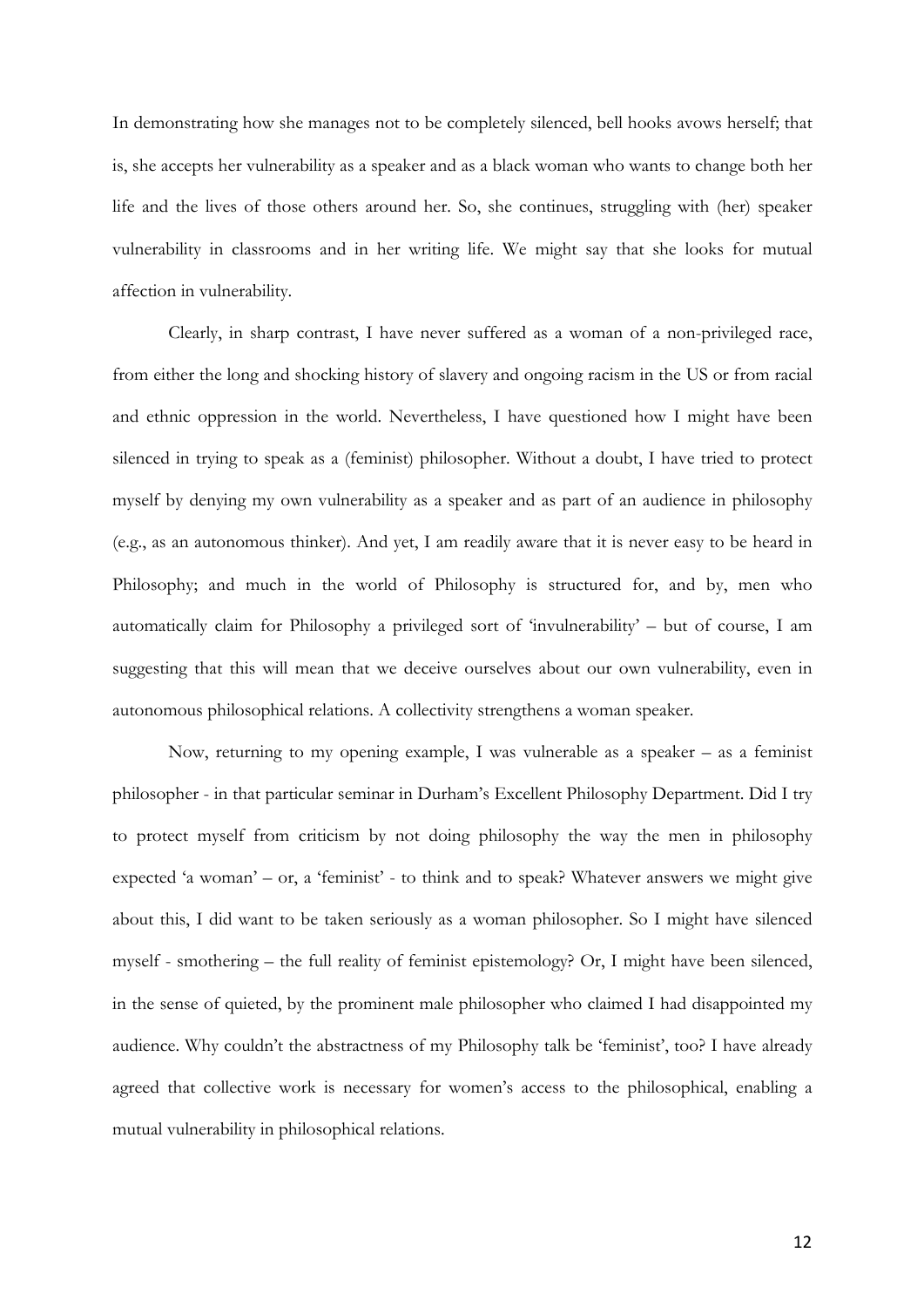In demonstrating how she manages not to be completely silenced, bell hooks avows herself; that is, she accepts her vulnerability as a speaker and as a black woman who wants to change both her life and the lives of those others around her. So, she continues, struggling with (her) speaker vulnerability in classrooms and in her writing life. We might say that she looks for mutual affection in vulnerability.

Clearly, in sharp contrast, I have never suffered as a woman of a non-privileged race, from either the long and shocking history of slavery and ongoing racism in the US or from racial and ethnic oppression in the world. Nevertheless, I have questioned how I might have been silenced in trying to speak as a (feminist) philosopher. Without a doubt, I have tried to protect myself by denying my own vulnerability as a speaker and as part of an audience in philosophy (e.g., as an autonomous thinker). And yet, I am readily aware that it is never easy to be heard in Philosophy; and much in the world of Philosophy is structured for, and by, men who automatically claim for Philosophy a privileged sort of 'invulnerability' – but of course, I am suggesting that this will mean that we deceive ourselves about our own vulnerability, even in autonomous philosophical relations. A collectivity strengthens a woman speaker.

Now, returning to my opening example, I was vulnerable as a speaker – as a feminist philosopher - in that particular seminar in Durham's Excellent Philosophy Department. Did I try to protect myself from criticism by not doing philosophy the way the men in philosophy expected 'a woman' – or, a 'feminist' - to think and to speak? Whatever answers we might give about this, I did want to be taken seriously as a woman philosopher. So I might have silenced myself - smothering – the full reality of feminist epistemology? Or, I might have been silenced, in the sense of quieted, by the prominent male philosopher who claimed I had disappointed my audience. Why couldn't the abstractness of my Philosophy talk be 'feminist', too? I have already agreed that collective work is necessary for women's access to the philosophical, enabling a mutual vulnerability in philosophical relations.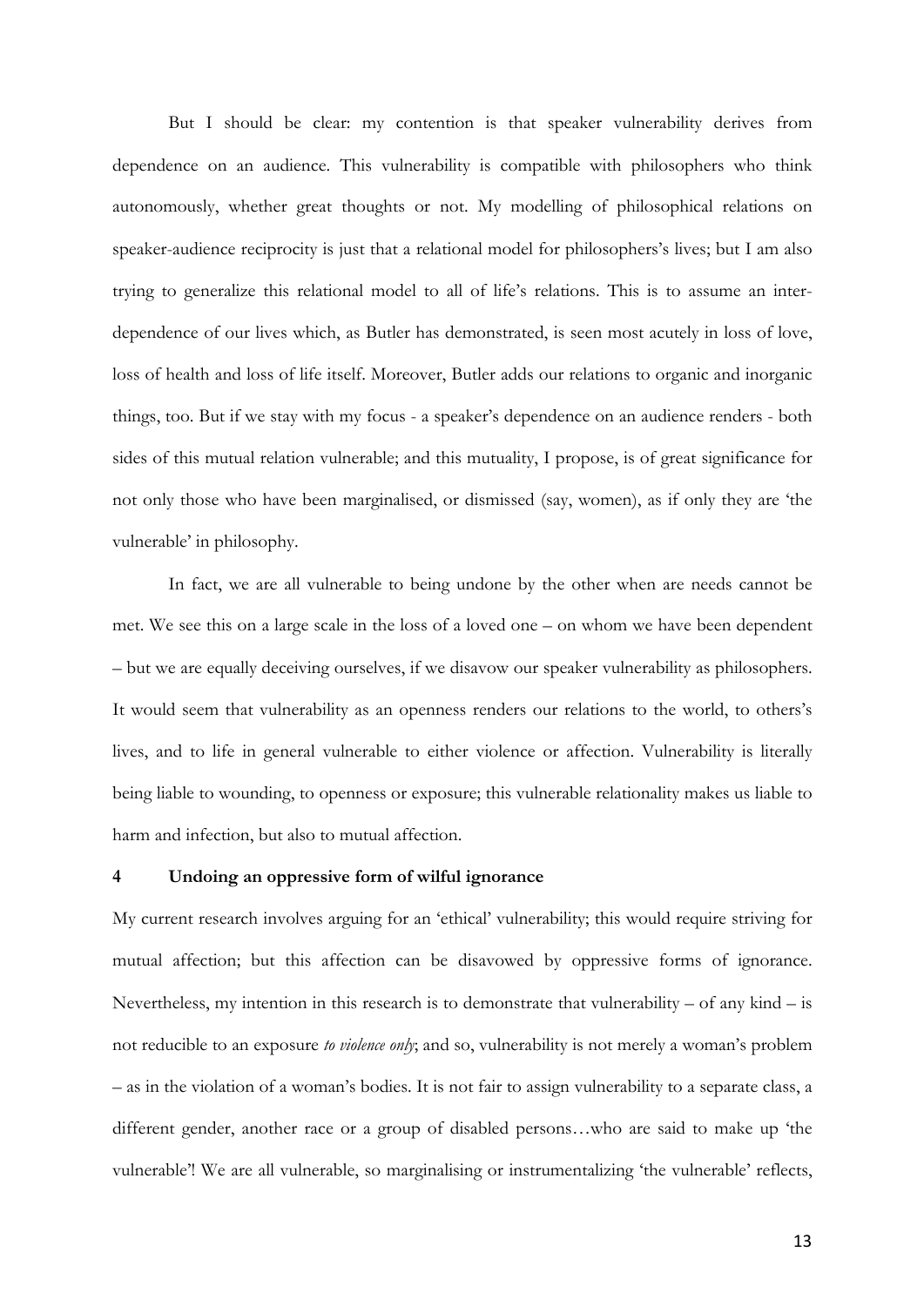But I should be clear: my contention is that speaker vulnerability derives from dependence on an audience. This vulnerability is compatible with philosophers who think autonomously, whether great thoughts or not. My modelling of philosophical relations on speaker-audience reciprocity is just that a relational model for philosophers's lives; but I am also trying to generalize this relational model to all of life's relations. This is to assume an inter-dependence of our lives which, as Butler has demonstrated, is seen most acutely in loss of love, loss of health and loss of life itself. Moreover, Butler adds our relations to organic and inorganic things, too. But if we stay with my focus - a speaker's dependence on an audience renders - both sides of this mutual relation vulnerable; and this mutuality, I propose, is of great significance for not only those who have been marginalised, or dismissed (say, women), as if only they are 'the vulnerable' in philosophy.

In fact, we are all vulnerable to being undone by the other when are needs cannot be met. We see this on a large scale in the loss of a loved one – on whom we have been dependent – but we are equally deceiving ourselves, if we disavow our speaker vulnerability as philosophers. It would seem that vulnerability as an openness renders our relations to the world, to others's lives, and to life in general vulnerable to either violence or affection. Vulnerability is literally being liable to wounding, to openness or exposure; this vulnerable relationality makes us liable to harm and infection, but also to mutual affection.

## 4 Undoing an oppressive form of wilful ignorance

My current research involves arguing for an 'ethical' vulnerability; this would require striving for mutual affection; but this affection can be disavowed by oppressive forms of ignorance. Nevertheless, my intention in this research is to demonstrate that vulnerability – of any kind – is not reducible to an exposure *to violence only*; and so, vulnerability is not merely a woman's problem – as in the violation of a woman's bodies. It is not fair to assign vulnerability to a separate class, a different gender, another race or a group of disabled persons…who are said to make up 'the vulnerable'! We are all vulnerable, so marginalising or instrumentalizing 'the vulnerable' reflects,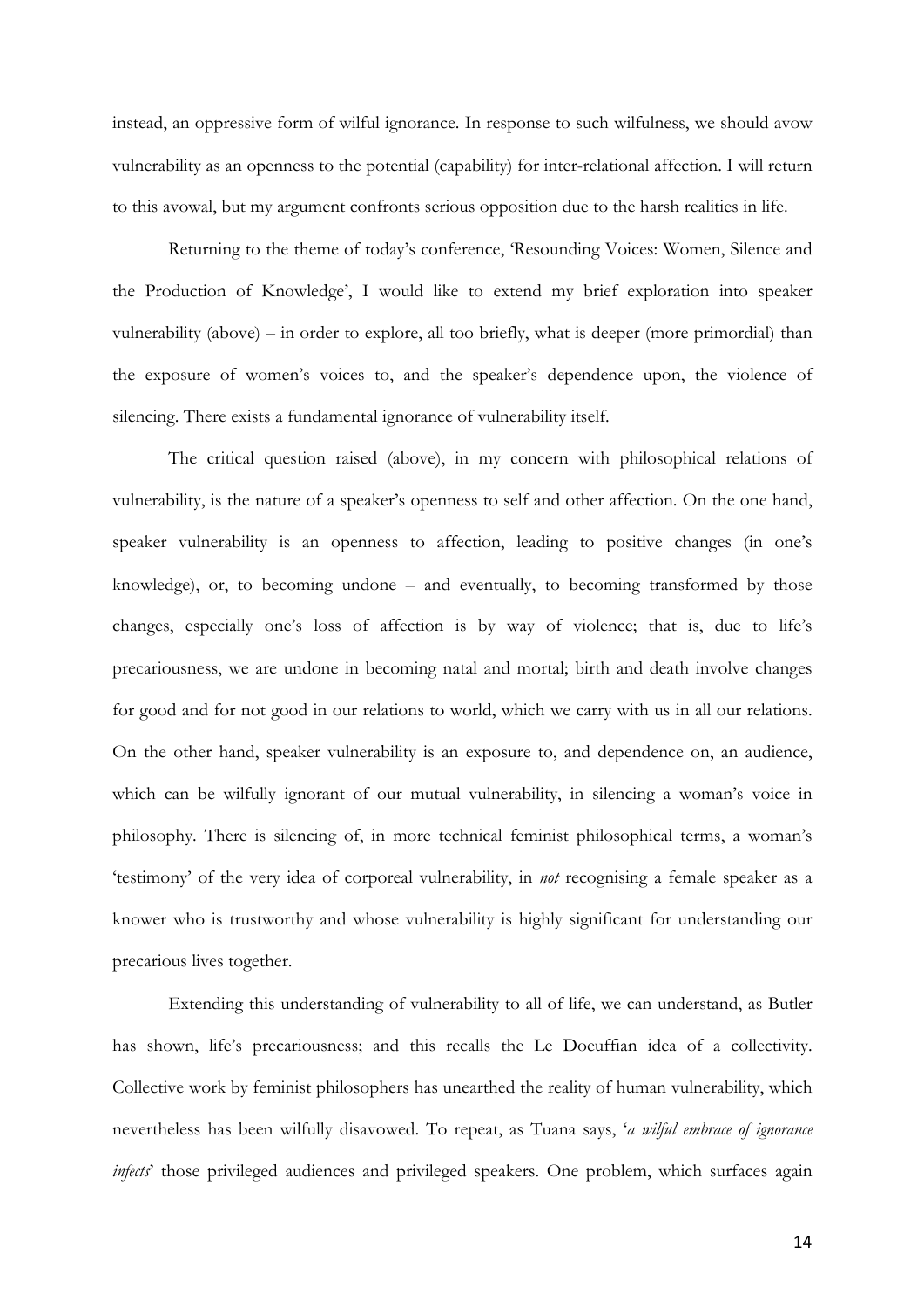instead, an oppressive form of wilful ignorance. In response to such wilfulness, we should avow vulnerability as an openness to the potential (capability) for inter-relational affection. I will return to this avowal, but my argument confronts serious opposition due to the harsh realities in life.

Returning to the theme of today's conference, 'Resounding Voices: Women, Silence and the Production of Knowledge', I would like to extend my brief exploration into speaker vulnerability (above) – in order to explore, all too briefly, what is deeper (more primordial) than the exposure of women's voices to, and the speaker's dependence upon, the violence of silencing. There exists a fundamental ignorance of vulnerability itself.

The critical question raised (above), in my concern with philosophical relations of vulnerability, is the nature of a speaker's openness to self and other affection. On the one hand, speaker vulnerability is an openness to affection, leading to positive changes (in one's knowledge), or, to becoming undone – and eventually, to becoming transformed by those changes, especially one's loss of affection is by way of violence; that is, due to life's precariousness, we are undone in becoming natal and mortal; birth and death involve changes for good and for not good in our relations to world, which we carry with us in all our relations. On the other hand, speaker vulnerability is an exposure to, and dependence on, an audience, which can be wilfully ignorant of our mutual vulnerability, in silencing a woman's voice in philosophy. There is silencing of, in more technical feminist philosophical terms, a woman's 'testimony' of the very idea of corporeal vulnerability, in *not* recognising a female speaker as a knower who is trustworthy and whose vulnerability is highly significant for understanding our precarious lives together.

Extending this understanding of vulnerability to all of life, we can understand, as Butler has shown, life's precariousness; and this recalls the Le Doeuffian idea of a collectivity. Collective work by feminist philosophers has unearthed the reality of human vulnerability, which nevertheless has been wilfully disavowed. To repeat, as Tuana says, '*a wilful embrace of ignorance infects*' those privileged audiences and privileged speakers. One problem, which surfaces again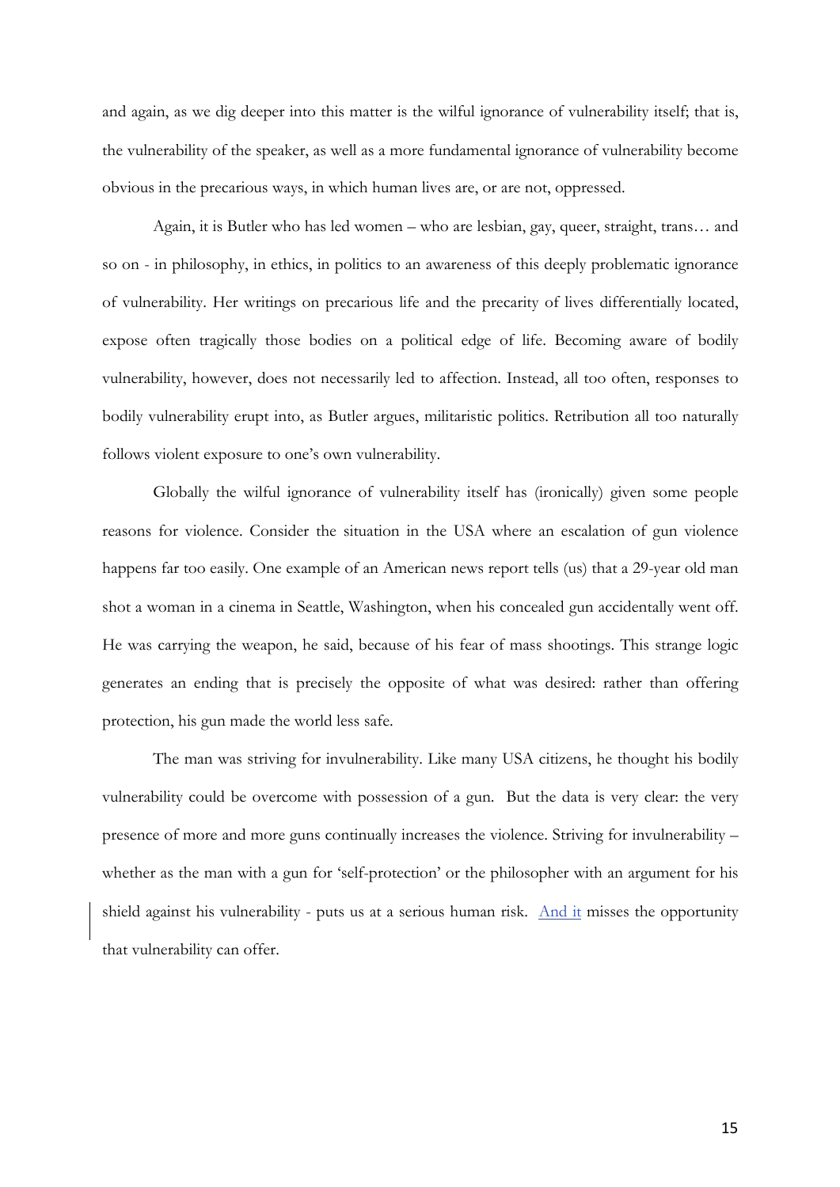and again, as we dig deeper into this matter is the wilful ignorance of vulnerability itself; that is, the vulnerability of the speaker, as well as a more fundamental ignorance of vulnerability become obvious in the precarious ways, in which human lives are, or are not, oppressed.

Again, it is Butler who has led women – who are lesbian, gay, queer, straight, trans… and so on - in philosophy, in ethics, in politics to an awareness of this deeply problematic ignorance of vulnerability. Her writings on precarious life and the precarity of lives differentially located, expose often tragically those bodies on a political edge of life. Becoming aware of bodily vulnerability, however, does not necessarily led to affection. Instead, all too often, responses to bodily vulnerability erupt into, as Butler argues, militaristic politics. Retribution all too naturally follows violent exposure to one's own vulnerability.

Globally the wilful ignorance of vulnerability itself has (ironically) given some people reasons for violence. Consider the situation in the USA where an escalation of gun violence happens far too easily. One example of an American news report tells (us) that a 29-year old man shot a woman in a cinema in Seattle, Washington, when his concealed gun accidentally went off. He was carrying the weapon, he said, because of his fear of mass shootings. This strange logic generates an ending that is precisely the opposite of what was desired: rather than offering protection, his gun made the world less safe.

The man was striving for invulnerability. Like many USA citizens, he thought his bodily vulnerability could be overcome with possession of a gun. But the data is very clear: the very presence of more and more guns continually increases the violence. Striving for invulnerability – whether as the man with a gun for 'self-protection' or the philosopher with an argument for his shield against his vulnerability - puts us at a serious human risk. And it misses the opportunity that vulnerability can offer.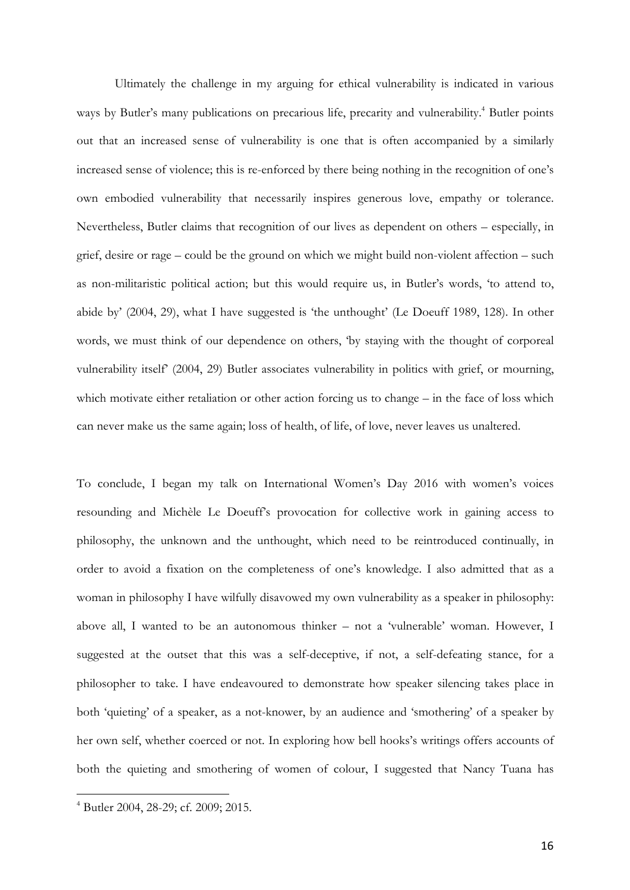Ultimately the challenge in my arguing for ethical vulnerability is indicated in various ways by Butler's many publications on precarious life, precarity and vulnerability.[4] Butler points out that an increased sense of vulnerability is one that is often accompanied by a similarly increased sense of violence; this is re-enforced by there being nothing in the recognition of one's own embodied vulnerability that necessarily inspires generous love, empathy or tolerance. Nevertheless, Butler claims that recognition of our lives as dependent on others – especially, in grief, desire or rage – could be the ground on which we might build non-violent affection – such as non-militaristic political action; but this would require us, in Butler's words, 'to attend to, abide by' (2004, 29), what I have suggested is 'the unthought' (Le Doeuff 1989, 128). In other words, we must think of our dependence on others, 'by staying with the thought of corporeal vulnerability itself' (2004, 29) Butler associates vulnerability in politics with grief, or mourning, which motivate either retaliation or other action forcing us to change – in the face of loss which can never make us the same again; loss of health, of life, of love, never leaves us unaltered.

To conclude, I began my talk on International Women's Day 2016 with women's voices resounding and Michèle Le Doeuff's provocation for collective work in gaining access to philosophy, the unknown and the unthought, which need to be reintroduced continually, in order to avoid a fixation on the completeness of one's knowledge. I also admitted that as a woman in philosophy I have wilfully disavowed my own vulnerability as a speaker in philosophy: above all, I wanted to be an autonomous thinker – not a 'vulnerable' woman. However, I suggested at the outset that this was a self-deceptive, if not, a self-defeating stance, for a philosopher to take. I have endeavoured to demonstrate how speaker silencing takes place in both 'quieting' of a speaker, as a not-knower, by an audience and 'smothering' of a speaker by her own self, whether coerced or not. In exploring how bell hooks's writings offers accounts of both the quieting and smothering of women of colour, I suggested that Nancy Tuana has

[4] Butler 2004, 28-29; cf. 2009; 2015.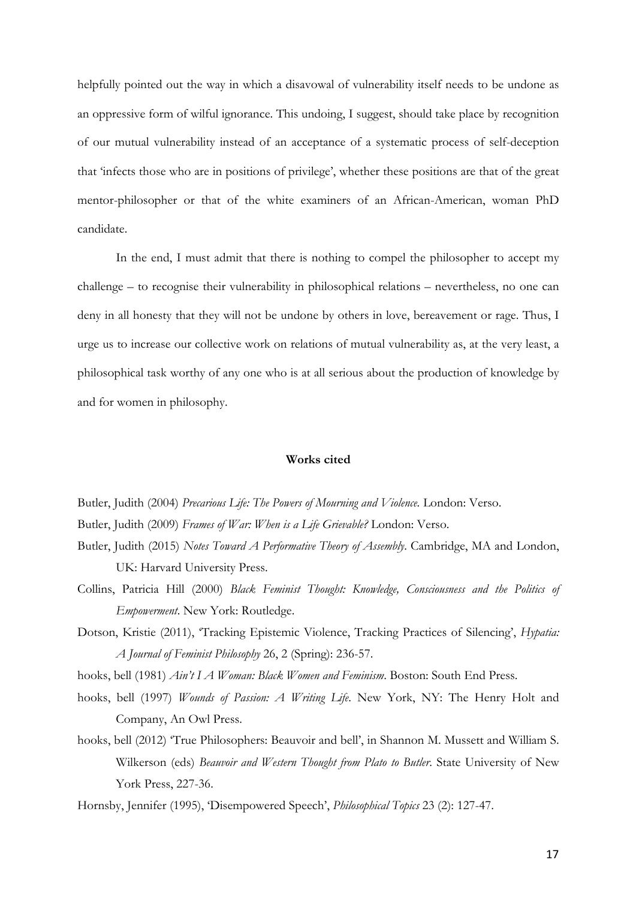helpfully pointed out the way in which a disavowal of vulnerability itself needs to be undone as an oppressive form of wilful ignorance. This undoing, I suggest, should take place by recognition of our mutual vulnerability instead of an acceptance of a systematic process of self-deception that 'infects those who are in positions of privilege', whether these positions are that of the great mentor-philosopher or that of the white examiners of an African-American, woman PhD candidate.

In the end, I must admit that there is nothing to compel the philosopher to accept my challenge – to recognise their vulnerability in philosophical relations – nevertheless, no one can deny in all honesty that they will not be undone by others in love, bereavement or rage. Thus, I urge us to increase our collective work on relations of mutual vulnerability as, at the very least, a philosophical task worthy of any one who is at all serious about the production of knowledge by and for women in philosophy.

## Works cited

Butler, Judith (2004) *Precarious Life: The Powers of Mourning and Violence*. London: Verso.

Butler, Judith (2009) *Frames of War: When is a Life Grievable?* London: Verso.

Butler, Judith (2015) *Notes Toward A Performative Theory of Assembly*. Cambridge, MA and London, UK: Harvard University Press.

Collins, Patricia Hill (2000) *Black Feminist Thought: Knowledge, Consciousness and the Politics of Empowerment*. New York: Routledge.

Dotson, Kristie (2011), 'Tracking Epistemic Violence, Tracking Practices of Silencing', *Hypatia: A Journal of Feminist Philosophy* 26, 2 (Spring): 236-57.

hooks, bell (1981) *Ain't I A Woman: Black Women and Feminism*. Boston: South End Press.

hooks, bell (1997) *Wounds of Passion: A Writing Life*. New York, NY: The Henry Holt and Company, An Owl Press.

hooks, bell (2012) 'True Philosophers: Beauvoir and bell', in Shannon M. Mussett and William S. Wilkerson (eds) *Beauvoir and Western Thought from Plato to Butler*. State University of New York Press, 227-36.

Hornsby, Jennifer (1995), 'Disempowered Speech', *Philosophical Topics* 23 (2): 127-47.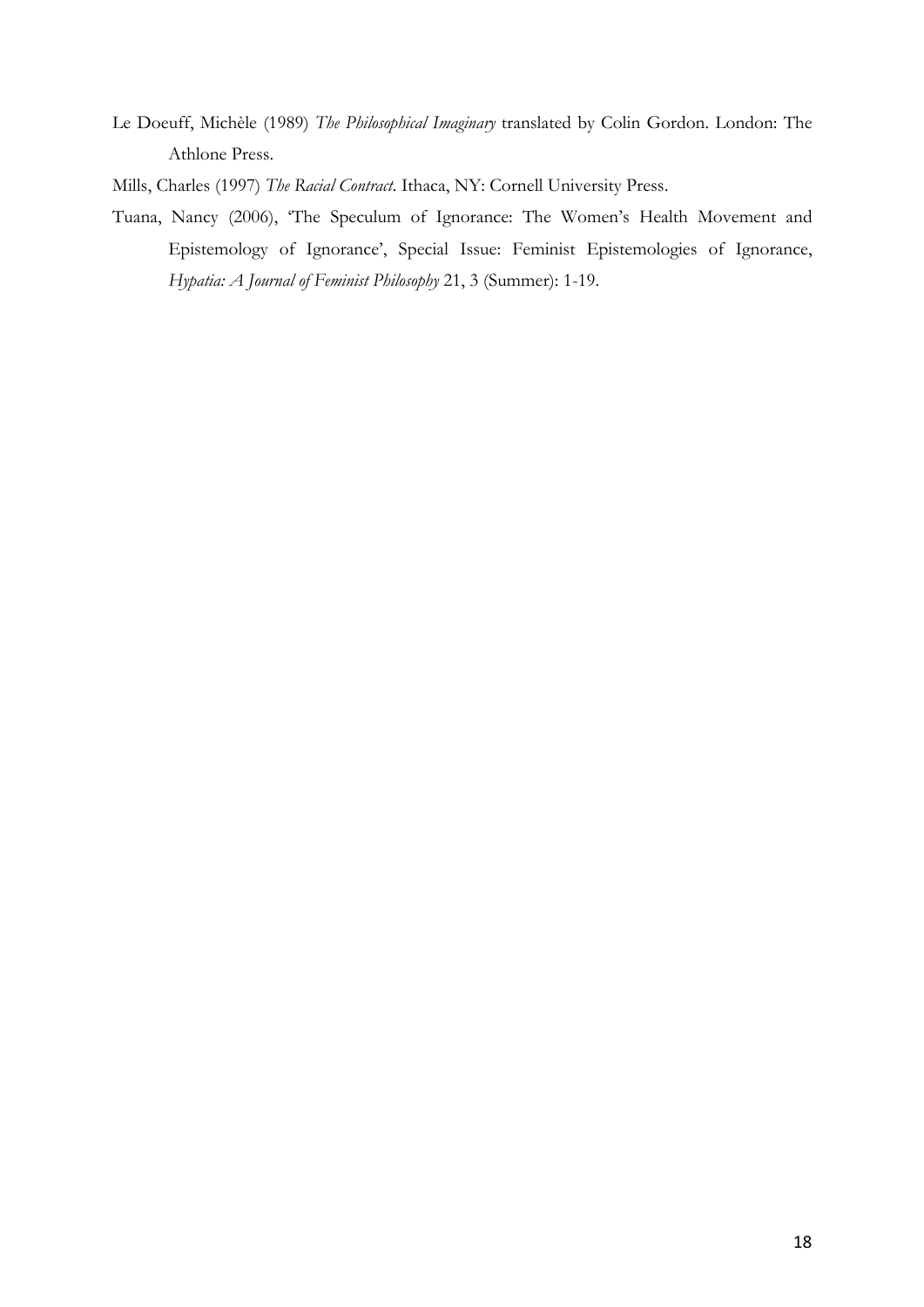Le Doeuff, Michèle (1989) *The Philosophical Imaginary* translated by Colin Gordon. London: The Athlone Press.

Mills, Charles (1997) *The Racial Contract*. Ithaca, NY: Cornell University Press.

Tuana, Nancy (2006), 'The Speculum of Ignorance: The Women's Health Movement and Epistemology of Ignorance', Special Issue: Feminist Epistemologies of Ignorance, *Hypatia: A Journal of Feminist Philosophy* 21, 3 (Summer): 1-19.